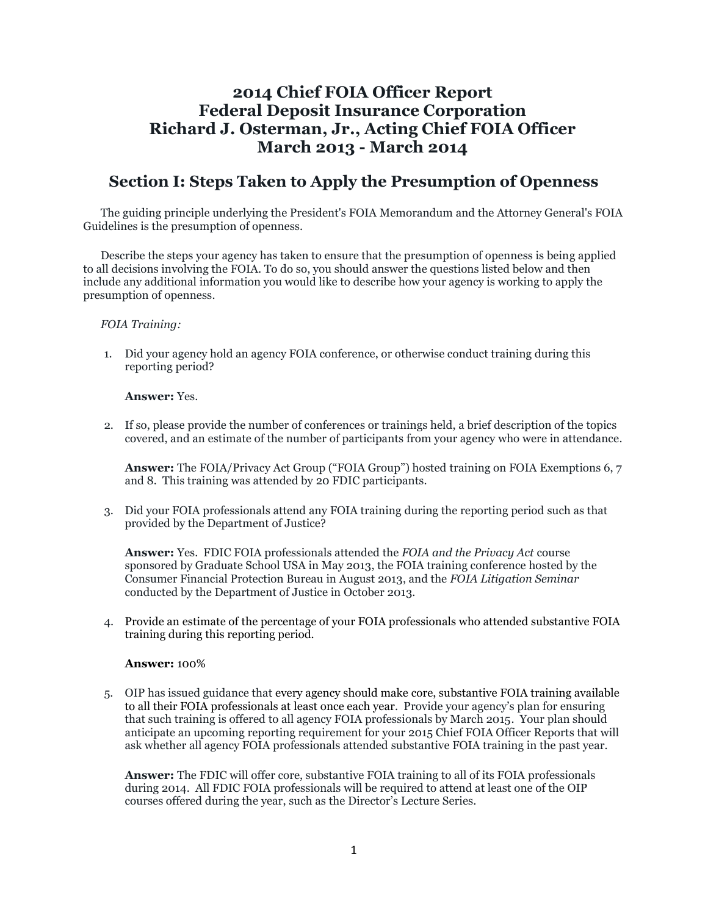# 2014 Chief FOIA Officer Report
# Federal Deposit Insurance Corporation
# Richard J. Osterman, Jr., Acting Chief FOIA Officer
# March 2013 - March 2014

## Section I: Steps Taken to Apply the Presumption of Openness

The guiding principle underlying the President's FOIA Memorandum and the Attorney General's FOIA Guidelines is the presumption of openness.

Describe the steps your agency has taken to ensure that the presumption of openness is being applied to all decisions involving the FOIA. To do so, you should answer the questions listed below and then include any additional information you would like to describe how your agency is working to apply the presumption of openness.

*FOIA Training:*

1. Did your agency hold an agency FOIA conference, or otherwise conduct training during this reporting period?

   **Answer:** Yes.

2. If so, please provide the number of conferences or trainings held, a brief description of the topics covered, and an estimate of the number of participants from your agency who were in attendance.

   **Answer:** The FOIA/Privacy Act Group ("FOIA Group") hosted training on FOIA Exemptions 6, 7 and 8. This training was attended by 20 FDIC participants.

3. Did your FOIA professionals attend any FOIA training during the reporting period such as that provided by the Department of Justice?

   **Answer:** Yes. FDIC FOIA professionals attended the *FOIA and the Privacy Act* course sponsored by Graduate School USA in May 2013, the FOIA training conference hosted by the Consumer Financial Protection Bureau in August 2013, and the *FOIA Litigation Seminar* conducted by the Department of Justice in October 2013.

4. Provide an estimate of the percentage of your FOIA professionals who attended substantive FOIA training during this reporting period.

   **Answer:** 100%

5. OIP has issued guidance that every agency should make core, substantive FOIA training available to all their FOIA professionals at least once each year. Provide your agency's plan for ensuring that such training is offered to all agency FOIA professionals by March 2015. Your plan should anticipate an upcoming reporting requirement for your 2015 Chief FOIA Officer Reports that will ask whether all agency FOIA professionals attended substantive FOIA training in the past year.

   **Answer:** The FDIC will offer core, substantive FOIA training to all of its FOIA professionals during 2014. All FDIC FOIA professionals will be required to attend at least one of the OIP courses offered during the year, such as the Director's Lecture Series.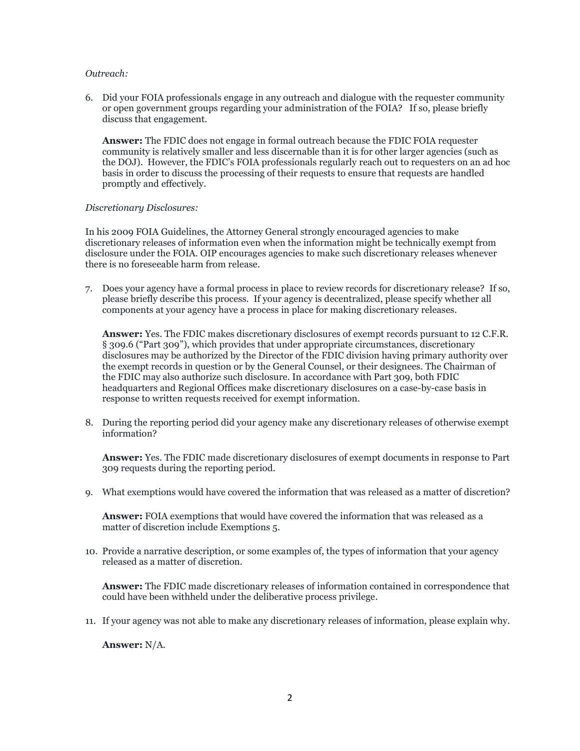*Outreach:*

6. Did your FOIA professionals engage in any outreach and dialogue with the requester community or open government groups regarding your administration of the FOIA? If so, please briefly discuss that engagement.

   **Answer:** The FDIC does not engage in formal outreach because the FDIC FOIA requester community is relatively smaller and less discernable than it is for other larger agencies (such as the DOJ). However, the FDIC's FOIA professionals regularly reach out to requesters on an ad hoc basis in order to discuss the processing of their requests to ensure that requests are handled promptly and effectively.

*Discretionary Disclosures:*

In his 2009 FOIA Guidelines, the Attorney General strongly encouraged agencies to make discretionary releases of information even when the information might be technically exempt from disclosure under the FOIA. OIP encourages agencies to make such discretionary releases whenever there is no foreseeable harm from release.

7. Does your agency have a formal process in place to review records for discretionary release? If so, please briefly describe this process. If your agency is decentralized, please specify whether all components at your agency have a process in place for making discretionary releases.

   **Answer:** Yes. The FDIC makes discretionary disclosures of exempt records pursuant to 12 C.F.R. § 309.6 ("Part 309"), which provides that under appropriate circumstances, discretionary disclosures may be authorized by the Director of the FDIC division having primary authority over the exempt records in question or by the General Counsel, or their designees. The Chairman of the FDIC may also authorize such disclosure. In accordance with Part 309, both FDIC headquarters and Regional Offices make discretionary disclosures on a case-by-case basis in response to written requests received for exempt information.

8. During the reporting period did your agency make any discretionary releases of otherwise exempt information?

   **Answer:** Yes. The FDIC made discretionary disclosures of exempt documents in response to Part 309 requests during the reporting period.

9. What exemptions would have covered the information that was released as a matter of discretion?

   **Answer:** FOIA exemptions that would have covered the information that was released as a matter of discretion include Exemptions 5.

10. Provide a narrative description, or some examples of, the types of information that your agency released as a matter of discretion.

    **Answer:** The FDIC made discretionary releases of information contained in correspondence that could have been withheld under the deliberative process privilege.

11. If your agency was not able to make any discretionary releases of information, please explain why.

    **Answer:** N/A.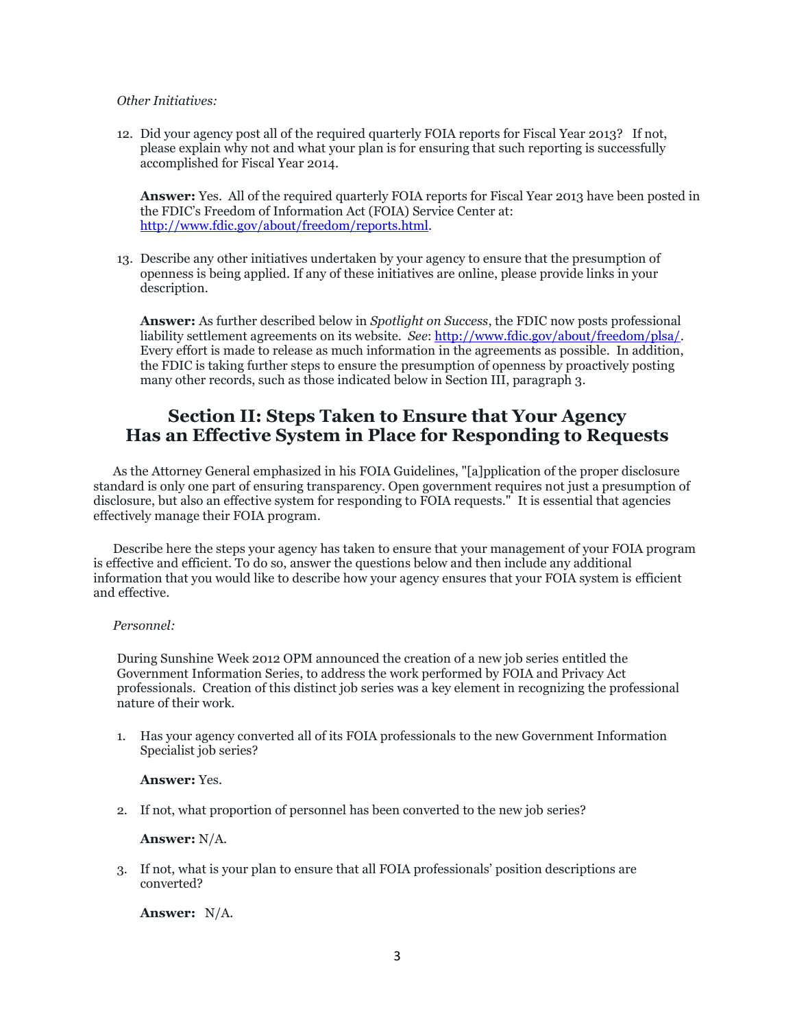*Other Initiatives:*

12. Did your agency post all of the required quarterly FOIA reports for Fiscal Year 2013? If not, please explain why not and what your plan is for ensuring that such reporting is successfully accomplished for Fiscal Year 2014.

    **Answer:** Yes. All of the required quarterly FOIA reports for Fiscal Year 2013 have been posted in the FDIC's Freedom of Information Act (FOIA) Service Center at: http://www.fdic.gov/about/freedom/reports.html.

13. Describe any other initiatives undertaken by your agency to ensure that the presumption of openness is being applied. If any of these initiatives are online, please provide links in your description.

    **Answer:** As further described below in *Spotlight on Success*, the FDIC now posts professional liability settlement agreements on its website. *See*: http://www.fdic.gov/about/freedom/plsa/. Every effort is made to release as much information in the agreements as possible. In addition, the FDIC is taking further steps to ensure the presumption of openness by proactively posting many other records, such as those indicated below in Section III, paragraph 3.

## Section II: Steps Taken to Ensure that Your Agency Has an Effective System in Place for Responding to Requests

As the Attorney General emphasized in his FOIA Guidelines, "[a]pplication of the proper disclosure standard is only one part of ensuring transparency. Open government requires not just a presumption of disclosure, but also an effective system for responding to FOIA requests." It is essential that agencies effectively manage their FOIA program.

Describe here the steps your agency has taken to ensure that your management of your FOIA program is effective and efficient. To do so, answer the questions below and then include any additional information that you would like to describe how your agency ensures that your FOIA system is efficient and effective.

*Personnel:*

During Sunshine Week 2012 OPM announced the creation of a new job series entitled the Government Information Series, to address the work performed by FOIA and Privacy Act professionals. Creation of this distinct job series was a key element in recognizing the professional nature of their work.

1. Has your agency converted all of its FOIA professionals to the new Government Information Specialist job series?

   **Answer:** Yes.

2. If not, what proportion of personnel has been converted to the new job series?

   **Answer:** N/A.

3. If not, what is your plan to ensure that all FOIA professionals' position descriptions are converted?

   **Answer:** N/A.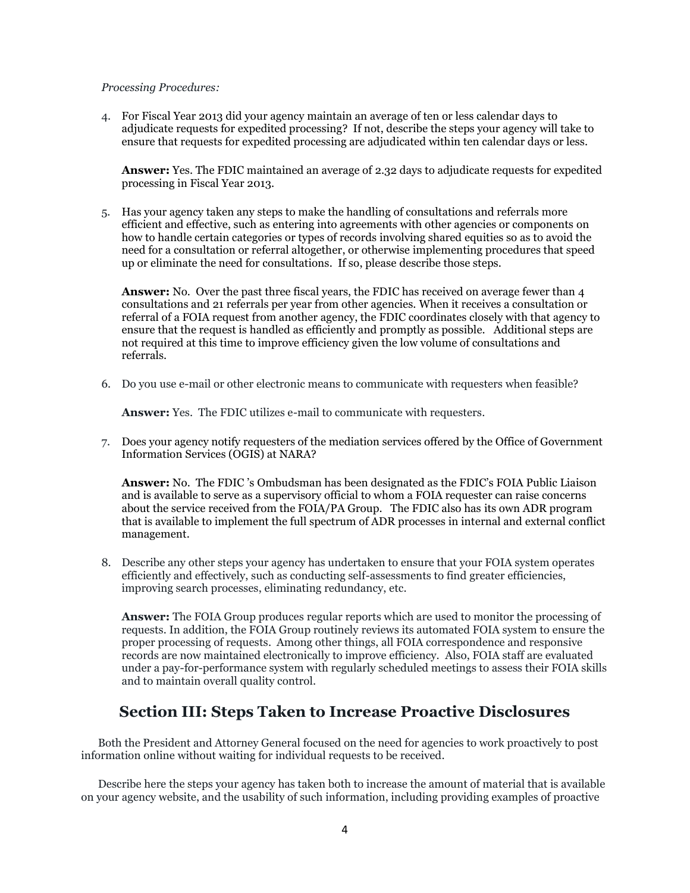*Processing Procedures:*

4. For Fiscal Year 2013 did your agency maintain an average of ten or less calendar days to adjudicate requests for expedited processing? If not, describe the steps your agency will take to ensure that requests for expedited processing are adjudicated within ten calendar days or less.

   **Answer:** Yes. The FDIC maintained an average of 2.32 days to adjudicate requests for expedited processing in Fiscal Year 2013.

5. Has your agency taken any steps to make the handling of consultations and referrals more efficient and effective, such as entering into agreements with other agencies or components on how to handle certain categories or types of records involving shared equities so as to avoid the need for a consultation or referral altogether, or otherwise implementing procedures that speed up or eliminate the need for consultations. If so, please describe those steps.

   **Answer:** No. Over the past three fiscal years, the FDIC has received on average fewer than 4 consultations and 21 referrals per year from other agencies. When it receives a consultation or referral of a FOIA request from another agency, the FDIC coordinates closely with that agency to ensure that the request is handled as efficiently and promptly as possible. Additional steps are not required at this time to improve efficiency given the low volume of consultations and referrals.

6. Do you use e-mail or other electronic means to communicate with requesters when feasible?

   **Answer:** Yes. The FDIC utilizes e-mail to communicate with requesters.

7. Does your agency notify requesters of the mediation services offered by the Office of Government Information Services (OGIS) at NARA?

   **Answer:** No. The FDIC 's Ombudsman has been designated as the FDIC's FOIA Public Liaison and is available to serve as a supervisory official to whom a FOIA requester can raise concerns about the service received from the FOIA/PA Group. The FDIC also has its own ADR program that is available to implement the full spectrum of ADR processes in internal and external conflict management.

8. Describe any other steps your agency has undertaken to ensure that your FOIA system operates efficiently and effectively, such as conducting self-assessments to find greater efficiencies, improving search processes, eliminating redundancy, etc.

   **Answer:** The FOIA Group produces regular reports which are used to monitor the processing of requests. In addition, the FOIA Group routinely reviews its automated FOIA system to ensure the proper processing of requests. Among other things, all FOIA correspondence and responsive records are now maintained electronically to improve efficiency. Also, FOIA staff are evaluated under a pay-for-performance system with regularly scheduled meetings to assess their FOIA skills and to maintain overall quality control.

## Section III: Steps Taken to Increase Proactive Disclosures

Both the President and Attorney General focused on the need for agencies to work proactively to post information online without waiting for individual requests to be received.

Describe here the steps your agency has taken both to increase the amount of material that is available on your agency website, and the usability of such information, including providing examples of proactive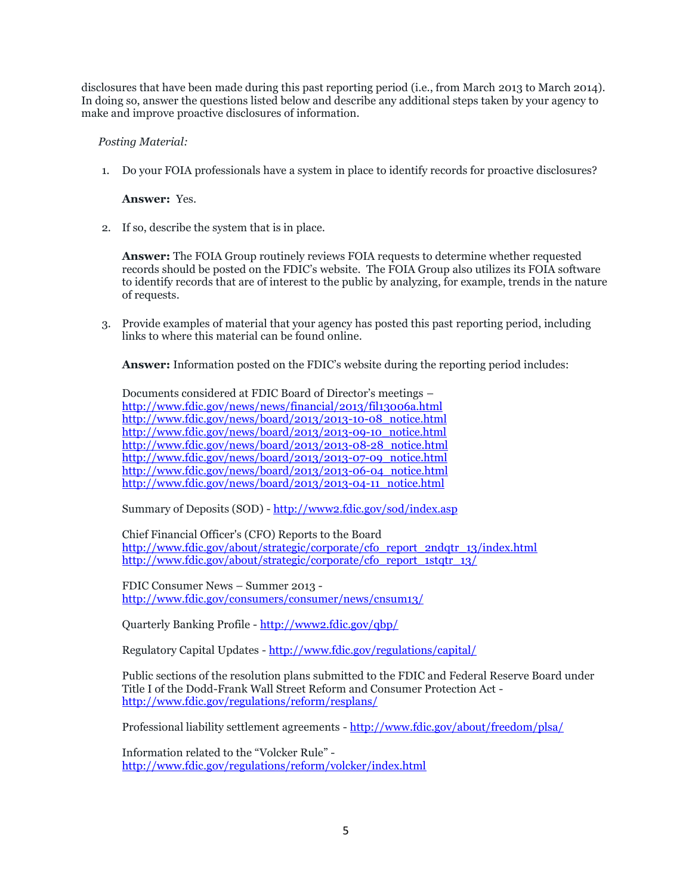disclosures that have been made during this past reporting period (i.e., from March 2013 to March 2014). In doing so, answer the questions listed below and describe any additional steps taken by your agency to make and improve proactive disclosures of information.

*Posting Material:*

1. Do your FOIA professionals have a system in place to identify records for proactive disclosures?

   **Answer:** Yes.

2. If so, describe the system that is in place.

   **Answer:** The FOIA Group routinely reviews FOIA requests to determine whether requested records should be posted on the FDIC's website. The FOIA Group also utilizes its FOIA software to identify records that are of interest to the public by analyzing, for example, trends in the nature of requests.

3. Provide examples of material that your agency has posted this past reporting period, including links to where this material can be found online.

   **Answer:** Information posted on the FDIC's website during the reporting period includes:

   Documents considered at FDIC Board of Director's meetings –
   http://www.fdic.gov/news/news/financial/2013/fil13006a.html
   http://www.fdic.gov/news/board/2013/2013-10-08_notice.html
   http://www.fdic.gov/news/board/2013/2013-09-10_notice.html
   http://www.fdic.gov/news/board/2013/2013-08-28_notice.html
   http://www.fdic.gov/news/board/2013/2013-07-09_notice.html
   http://www.fdic.gov/news/board/2013/2013-06-04_notice.html
   http://www.fdic.gov/news/board/2013/2013-04-11_notice.html

   Summary of Deposits (SOD) - http://www2.fdic.gov/sod/index.asp

   Chief Financial Officer's (CFO) Reports to the Board
   http://www.fdic.gov/about/strategic/corporate/cfo_report_2ndqtr_13/index.html
   http://www.fdic.gov/about/strategic/corporate/cfo_report_1stqtr_13/

   FDIC Consumer News – Summer 2013 -
   http://www.fdic.gov/consumers/consumer/news/cnsum13/

   Quarterly Banking Profile - http://www2.fdic.gov/qbp/

   Regulatory Capital Updates - http://www.fdic.gov/regulations/capital/

   Public sections of the resolution plans submitted to the FDIC and Federal Reserve Board under Title I of the Dodd-Frank Wall Street Reform and Consumer Protection Act -
   http://www.fdic.gov/regulations/reform/resplans/

   Professional liability settlement agreements - http://www.fdic.gov/about/freedom/plsa/

   Information related to the "Volcker Rule" -
   http://www.fdic.gov/regulations/reform/volcker/index.html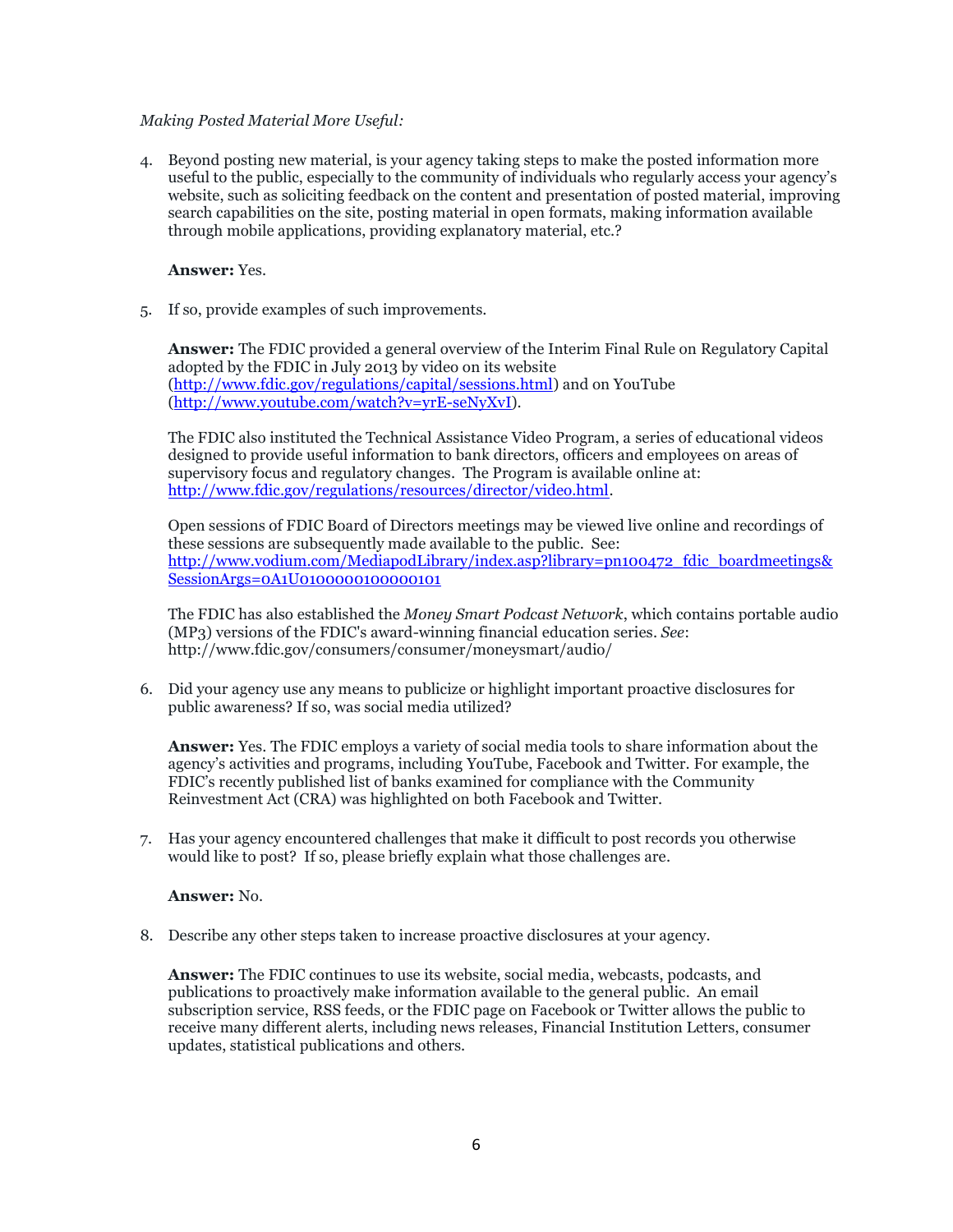*Making Posted Material More Useful:*

4. Beyond posting new material, is your agency taking steps to make the posted information more useful to the public, especially to the community of individuals who regularly access your agency's website, such as soliciting feedback on the content and presentation of posted material, improving search capabilities on the site, posting material in open formats, making information available through mobile applications, providing explanatory material, etc.?

   **Answer:** Yes.

5. If so, provide examples of such improvements.

   **Answer:** The FDIC provided a general overview of the Interim Final Rule on Regulatory Capital adopted by the FDIC in July 2013 by video on its website (http://www.fdic.gov/regulations/capital/sessions.html) and on YouTube (http://www.youtube.com/watch?v=yrE-seNyXvI).

   The FDIC also instituted the Technical Assistance Video Program, a series of educational videos designed to provide useful information to bank directors, officers and employees on areas of supervisory focus and regulatory changes. The Program is available online at: http://www.fdic.gov/regulations/resources/director/video.html.

   Open sessions of FDIC Board of Directors meetings may be viewed live online and recordings of these sessions are subsequently made available to the public. See: http://www.vodium.com/MediapodLibrary/index.asp?library=pn100472_fdic_boardmeetings&SessionArgs=0A1U0100000100000101

   The FDIC has also established the *Money Smart Podcast Network*, which contains portable audio (MP3) versions of the FDIC's award-winning financial education series. *See*: http://www.fdic.gov/consumers/consumer/moneysmart/audio/

6. Did your agency use any means to publicize or highlight important proactive disclosures for public awareness? If so, was social media utilized?

   **Answer:** Yes. The FDIC employs a variety of social media tools to share information about the agency's activities and programs, including YouTube, Facebook and Twitter. For example, the FDIC's recently published list of banks examined for compliance with the Community Reinvestment Act (CRA) was highlighted on both Facebook and Twitter.

7. Has your agency encountered challenges that make it difficult to post records you otherwise would like to post? If so, please briefly explain what those challenges are.

   **Answer:** No.

8. Describe any other steps taken to increase proactive disclosures at your agency.

   **Answer:** The FDIC continues to use its website, social media, webcasts, podcasts, and publications to proactively make information available to the general public. An email subscription service, RSS feeds, or the FDIC page on Facebook or Twitter allows the public to receive many different alerts, including news releases, Financial Institution Letters, consumer updates, statistical publications and others.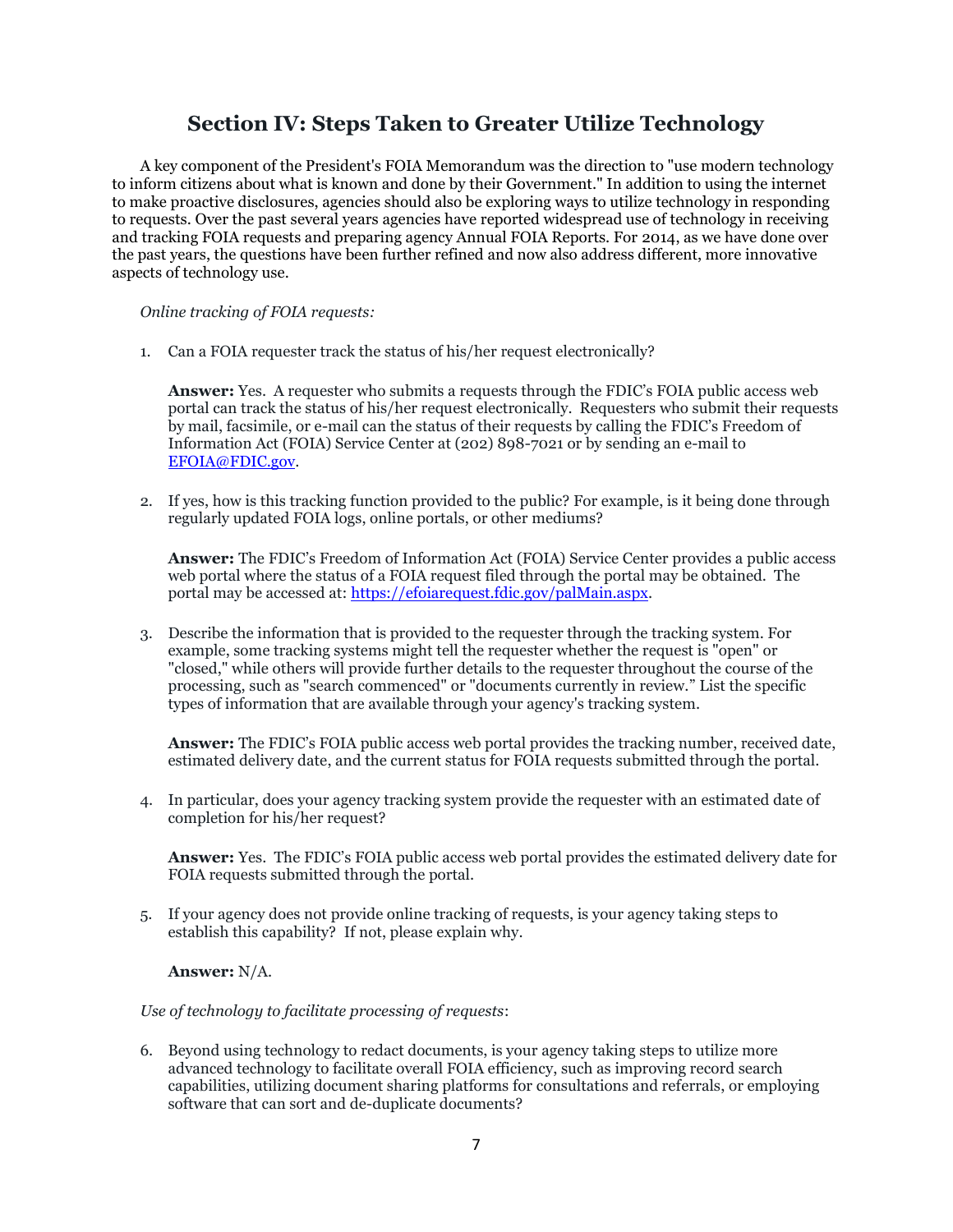## Section IV: Steps Taken to Greater Utilize Technology

A key component of the President's FOIA Memorandum was the direction to "use modern technology to inform citizens about what is known and done by their Government." In addition to using the internet to make proactive disclosures, agencies should also be exploring ways to utilize technology in responding to requests. Over the past several years agencies have reported widespread use of technology in receiving and tracking FOIA requests and preparing agency Annual FOIA Reports. For 2014, as we have done over the past years, the questions have been further refined and now also address different, more innovative aspects of technology use.

*Online tracking of FOIA requests:*

1. Can a FOIA requester track the status of his/her request electronically?

   **Answer:** Yes. A requester who submits a requests through the FDIC's FOIA public access web portal can track the status of his/her request electronically. Requesters who submit their requests by mail, facsimile, or e-mail can the status of their requests by calling the FDIC's Freedom of Information Act (FOIA) Service Center at (202) 898-7021 or by sending an e-mail to EFOIA@FDIC.gov.

2. If yes, how is this tracking function provided to the public? For example, is it being done through regularly updated FOIA logs, online portals, or other mediums?

   **Answer:** The FDIC's Freedom of Information Act (FOIA) Service Center provides a public access web portal where the status of a FOIA request filed through the portal may be obtained. The portal may be accessed at: https://efoiarequest.fdic.gov/palMain.aspx.

3. Describe the information that is provided to the requester through the tracking system. For example, some tracking systems might tell the requester whether the request is "open" or "closed," while others will provide further details to the requester throughout the course of the processing, such as "search commenced" or "documents currently in review." List the specific types of information that are available through your agency's tracking system.

   **Answer:** The FDIC's FOIA public access web portal provides the tracking number, received date, estimated delivery date, and the current status for FOIA requests submitted through the portal.

4. In particular, does your agency tracking system provide the requester with an estimated date of completion for his/her request?

   **Answer:** Yes. The FDIC's FOIA public access web portal provides the estimated delivery date for FOIA requests submitted through the portal.

5. If your agency does not provide online tracking of requests, is your agency taking steps to establish this capability? If not, please explain why.

   **Answer:** N/A.

*Use of technology to facilitate processing of requests*:

6. Beyond using technology to redact documents, is your agency taking steps to utilize more advanced technology to facilitate overall FOIA efficiency, such as improving record search capabilities, utilizing document sharing platforms for consultations and referrals, or employing software that can sort and de-duplicate documents?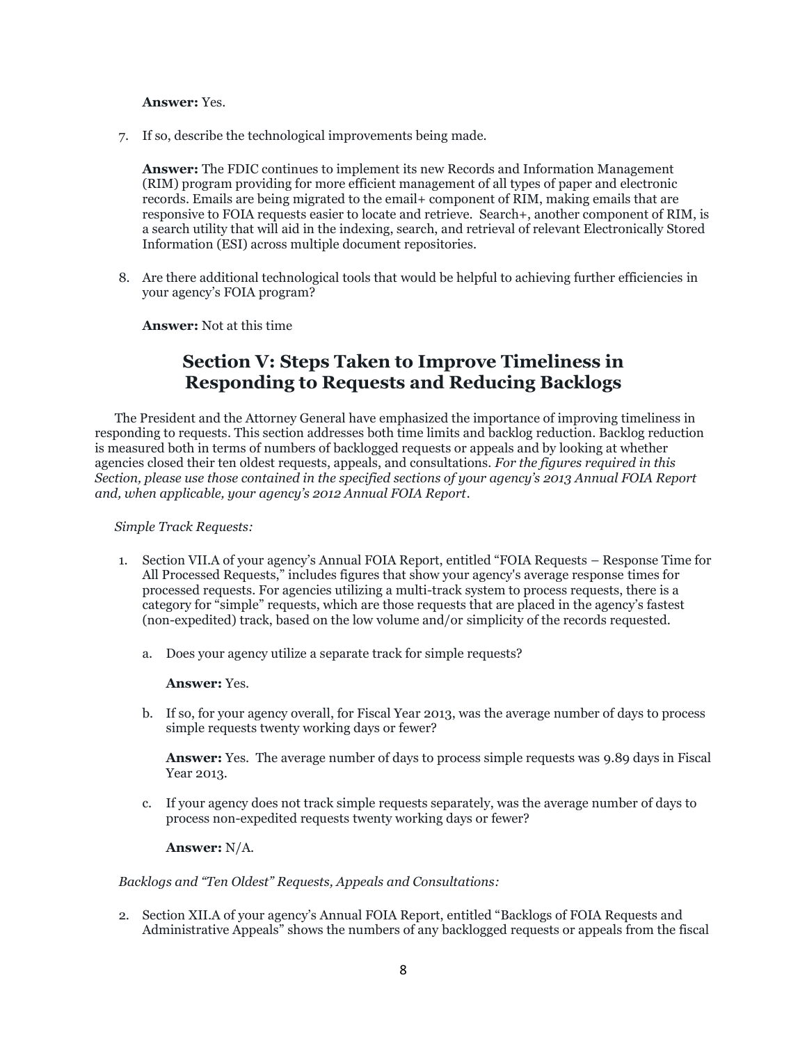**Answer:** Yes.

7. If so, describe the technological improvements being made.

   **Answer:** The FDIC continues to implement its new Records and Information Management (RIM) program providing for more efficient management of all types of paper and electronic records. Emails are being migrated to the email+ component of RIM, making emails that are responsive to FOIA requests easier to locate and retrieve. Search+, another component of RIM, is a search utility that will aid in the indexing, search, and retrieval of relevant Electronically Stored Information (ESI) across multiple document repositories.

8. Are there additional technological tools that would be helpful to achieving further efficiencies in your agency's FOIA program?

   **Answer:** Not at this time

## Section V: Steps Taken to Improve Timeliness in Responding to Requests and Reducing Backlogs

The President and the Attorney General have emphasized the importance of improving timeliness in responding to requests. This section addresses both time limits and backlog reduction. Backlog reduction is measured both in terms of numbers of backlogged requests or appeals and by looking at whether agencies closed their ten oldest requests, appeals, and consultations. *For the figures required in this Section, please use those contained in the specified sections of your agency's 2013 Annual FOIA Report and, when applicable, your agency's 2012 Annual FOIA Report*.

*Simple Track Requests:*

1. Section VII.A of your agency's Annual FOIA Report, entitled "FOIA Requests – Response Time for All Processed Requests," includes figures that show your agency's average response times for processed requests. For agencies utilizing a multi-track system to process requests, there is a category for "simple" requests, which are those requests that are placed in the agency's fastest (non-expedited) track, based on the low volume and/or simplicity of the records requested.

   a. Does your agency utilize a separate track for simple requests?

      **Answer:** Yes.

   b. If so, for your agency overall, for Fiscal Year 2013, was the average number of days to process simple requests twenty working days or fewer?

      **Answer:** Yes. The average number of days to process simple requests was 9.89 days in Fiscal Year 2013.

   c. If your agency does not track simple requests separately, was the average number of days to process non-expedited requests twenty working days or fewer?

      **Answer:** N/A.

*Backlogs and "Ten Oldest" Requests, Appeals and Consultations:*

2. Section XII.A of your agency's Annual FOIA Report, entitled "Backlogs of FOIA Requests and Administrative Appeals" shows the numbers of any backlogged requests or appeals from the fiscal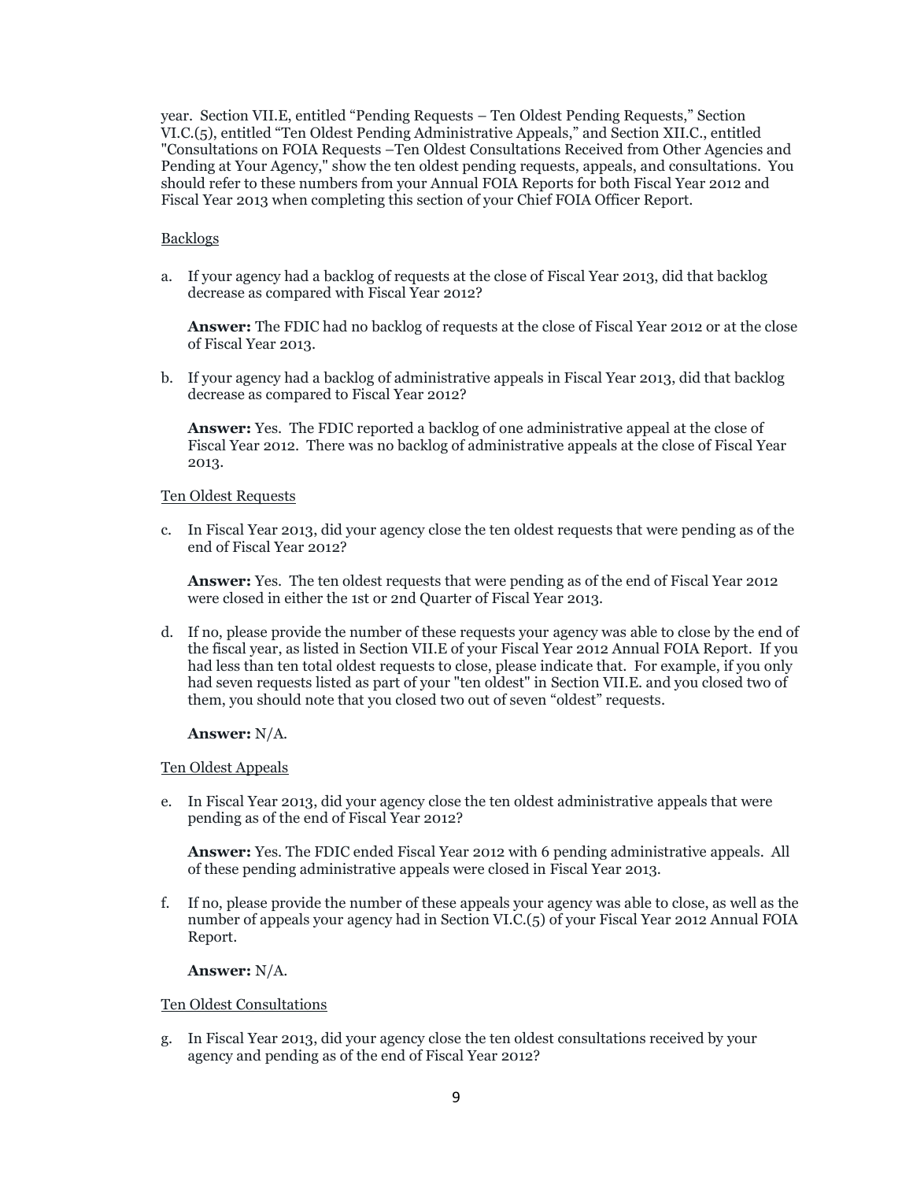year. Section VII.E, entitled "Pending Requests – Ten Oldest Pending Requests," Section VI.C.(5), entitled "Ten Oldest Pending Administrative Appeals," and Section XII.C., entitled "Consultations on FOIA Requests –Ten Oldest Consultations Received from Other Agencies and Pending at Your Agency," show the ten oldest pending requests, appeals, and consultations. You should refer to these numbers from your Annual FOIA Reports for both Fiscal Year 2012 and Fiscal Year 2013 when completing this section of your Chief FOIA Officer Report.

<u>Backlogs</u>

a. If your agency had a backlog of requests at the close of Fiscal Year 2013, did that backlog decrease as compared with Fiscal Year 2012?

   **Answer:** The FDIC had no backlog of requests at the close of Fiscal Year 2012 or at the close of Fiscal Year 2013.

b. If your agency had a backlog of administrative appeals in Fiscal Year 2013, did that backlog decrease as compared to Fiscal Year 2012?

   **Answer:** Yes. The FDIC reported a backlog of one administrative appeal at the close of Fiscal Year 2012. There was no backlog of administrative appeals at the close of Fiscal Year 2013.

<u>Ten Oldest Requests</u>

c. In Fiscal Year 2013, did your agency close the ten oldest requests that were pending as of the end of Fiscal Year 2012?

   **Answer:** Yes. The ten oldest requests that were pending as of the end of Fiscal Year 2012 were closed in either the 1st or 2nd Quarter of Fiscal Year 2013.

d. If no, please provide the number of these requests your agency was able to close by the end of the fiscal year, as listed in Section VII.E of your Fiscal Year 2012 Annual FOIA Report. If you had less than ten total oldest requests to close, please indicate that. For example, if you only had seven requests listed as part of your "ten oldest" in Section VII.E. and you closed two of them, you should note that you closed two out of seven "oldest" requests.

   **Answer:** N/A.

<u>Ten Oldest Appeals</u>

e. In Fiscal Year 2013, did your agency close the ten oldest administrative appeals that were pending as of the end of Fiscal Year 2012?

   **Answer:** Yes. The FDIC ended Fiscal Year 2012 with 6 pending administrative appeals. All of these pending administrative appeals were closed in Fiscal Year 2013.

f. If no, please provide the number of these appeals your agency was able to close, as well as the number of appeals your agency had in Section VI.C.(5) of your Fiscal Year 2012 Annual FOIA Report.

   **Answer:** N/A.

<u>Ten Oldest Consultations</u>

g. In Fiscal Year 2013, did your agency close the ten oldest consultations received by your agency and pending as of the end of Fiscal Year 2012?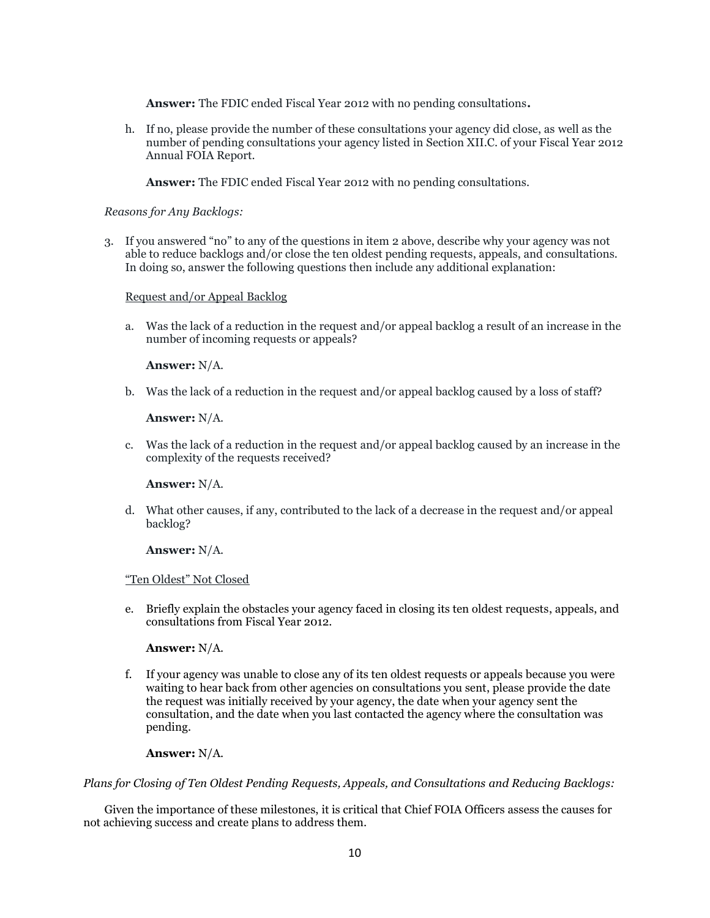**Answer:** The FDIC ended Fiscal Year 2012 with no pending consultations**.**

h. If no, please provide the number of these consultations your agency did close, as well as the number of pending consultations your agency listed in Section XII.C. of your Fiscal Year 2012 Annual FOIA Report.

   **Answer:** The FDIC ended Fiscal Year 2012 with no pending consultations.

*Reasons for Any Backlogs:*

3. If you answered "no" to any of the questions in item 2 above, describe why your agency was not able to reduce backlogs and/or close the ten oldest pending requests, appeals, and consultations. In doing so, answer the following questions then include any additional explanation:

   <u>Request and/or Appeal Backlog</u>

   a. Was the lack of a reduction in the request and/or appeal backlog a result of an increase in the number of incoming requests or appeals?

      **Answer:** N/A.

   b. Was the lack of a reduction in the request and/or appeal backlog caused by a loss of staff?

      **Answer:** N/A.

   c. Was the lack of a reduction in the request and/or appeal backlog caused by an increase in the complexity of the requests received?

      **Answer:** N/A.

   d. What other causes, if any, contributed to the lack of a decrease in the request and/or appeal backlog?

      **Answer:** N/A.

   <u>"Ten Oldest" Not Closed</u>

   e. Briefly explain the obstacles your agency faced in closing its ten oldest requests, appeals, and consultations from Fiscal Year 2012.

      **Answer:** N/A.

   f. If your agency was unable to close any of its ten oldest requests or appeals because you were waiting to hear back from other agencies on consultations you sent, please provide the date the request was initially received by your agency, the date when your agency sent the consultation, and the date when you last contacted the agency where the consultation was pending.

      **Answer:** N/A.

*Plans for Closing of Ten Oldest Pending Requests, Appeals, and Consultations and Reducing Backlogs:*

Given the importance of these milestones, it is critical that Chief FOIA Officers assess the causes for not achieving success and create plans to address them.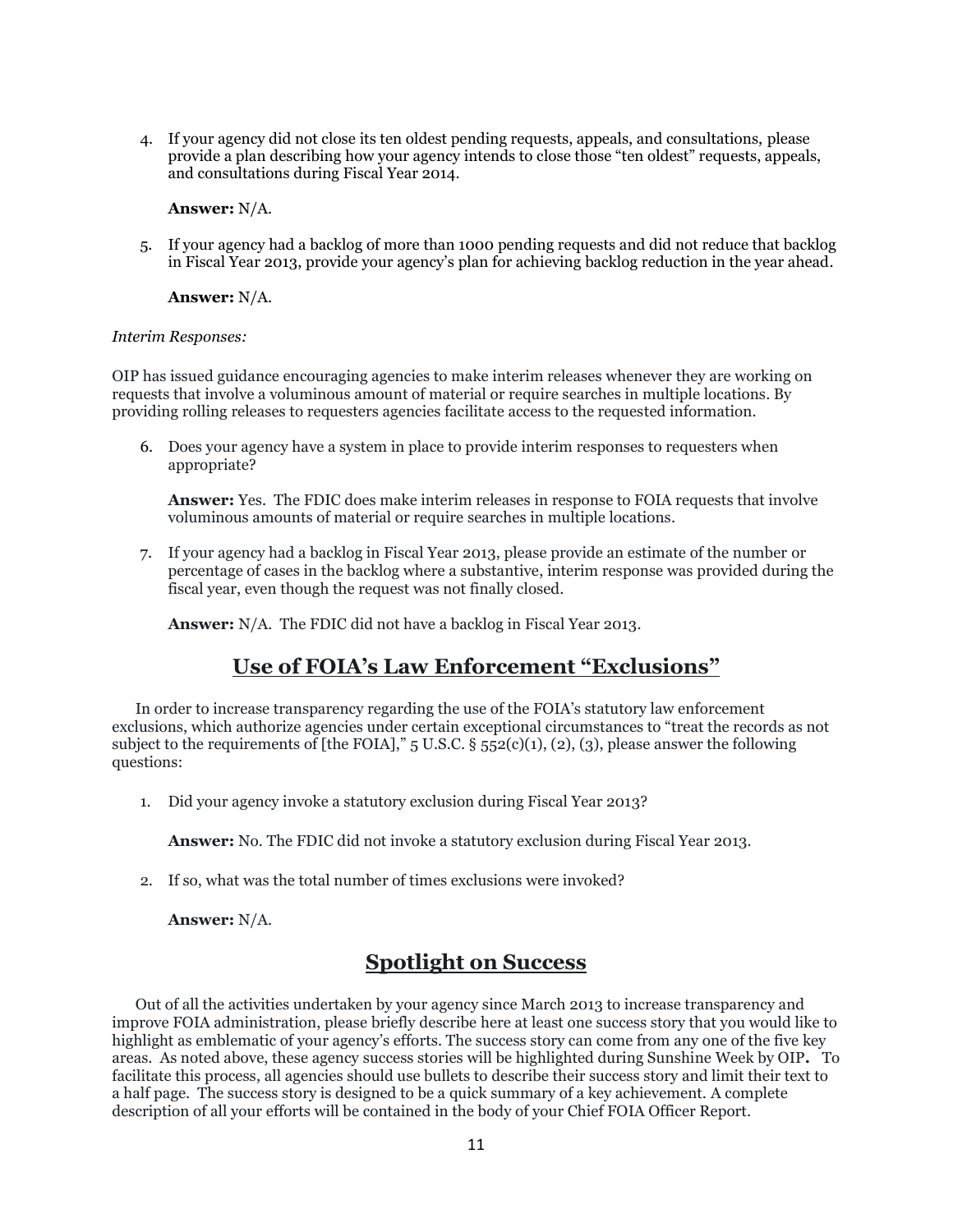4. If your agency did not close its ten oldest pending requests, appeals, and consultations, please provide a plan describing how your agency intends to close those "ten oldest" requests, appeals, and consultations during Fiscal Year 2014.

   **Answer:** N/A.

5. If your agency had a backlog of more than 1000 pending requests and did not reduce that backlog in Fiscal Year 2013, provide your agency's plan for achieving backlog reduction in the year ahead.

   **Answer:** N/A.

*Interim Responses:*

OIP has issued guidance encouraging agencies to make interim releases whenever they are working on requests that involve a voluminous amount of material or require searches in multiple locations. By providing rolling releases to requesters agencies facilitate access to the requested information.

6. Does your agency have a system in place to provide interim responses to requesters when appropriate?

   **Answer:** Yes. The FDIC does make interim releases in response to FOIA requests that involve voluminous amounts of material or require searches in multiple locations.

7. If your agency had a backlog in Fiscal Year 2013, please provide an estimate of the number or percentage of cases in the backlog where a substantive, interim response was provided during the fiscal year, even though the request was not finally closed.

   **Answer:** N/A. The FDIC did not have a backlog in Fiscal Year 2013.

## Use of FOIA's Law Enforcement "Exclusions"

In order to increase transparency regarding the use of the FOIA's statutory law enforcement exclusions, which authorize agencies under certain exceptional circumstances to "treat the records as not subject to the requirements of [the FOIA]," 5 U.S.C. § 552(c)(1), (2), (3), please answer the following questions:

1. Did your agency invoke a statutory exclusion during Fiscal Year 2013?

   **Answer:** No. The FDIC did not invoke a statutory exclusion during Fiscal Year 2013.

2. If so, what was the total number of times exclusions were invoked?

   **Answer:** N/A.

## Spotlight on Success

Out of all the activities undertaken by your agency since March 2013 to increase transparency and improve FOIA administration, please briefly describe here at least one success story that you would like to highlight as emblematic of your agency's efforts. The success story can come from any one of the five key areas. As noted above, these agency success stories will be highlighted during Sunshine Week by OIP**.** To facilitate this process, all agencies should use bullets to describe their success story and limit their text to a half page. The success story is designed to be a quick summary of a key achievement. A complete description of all your efforts will be contained in the body of your Chief FOIA Officer Report.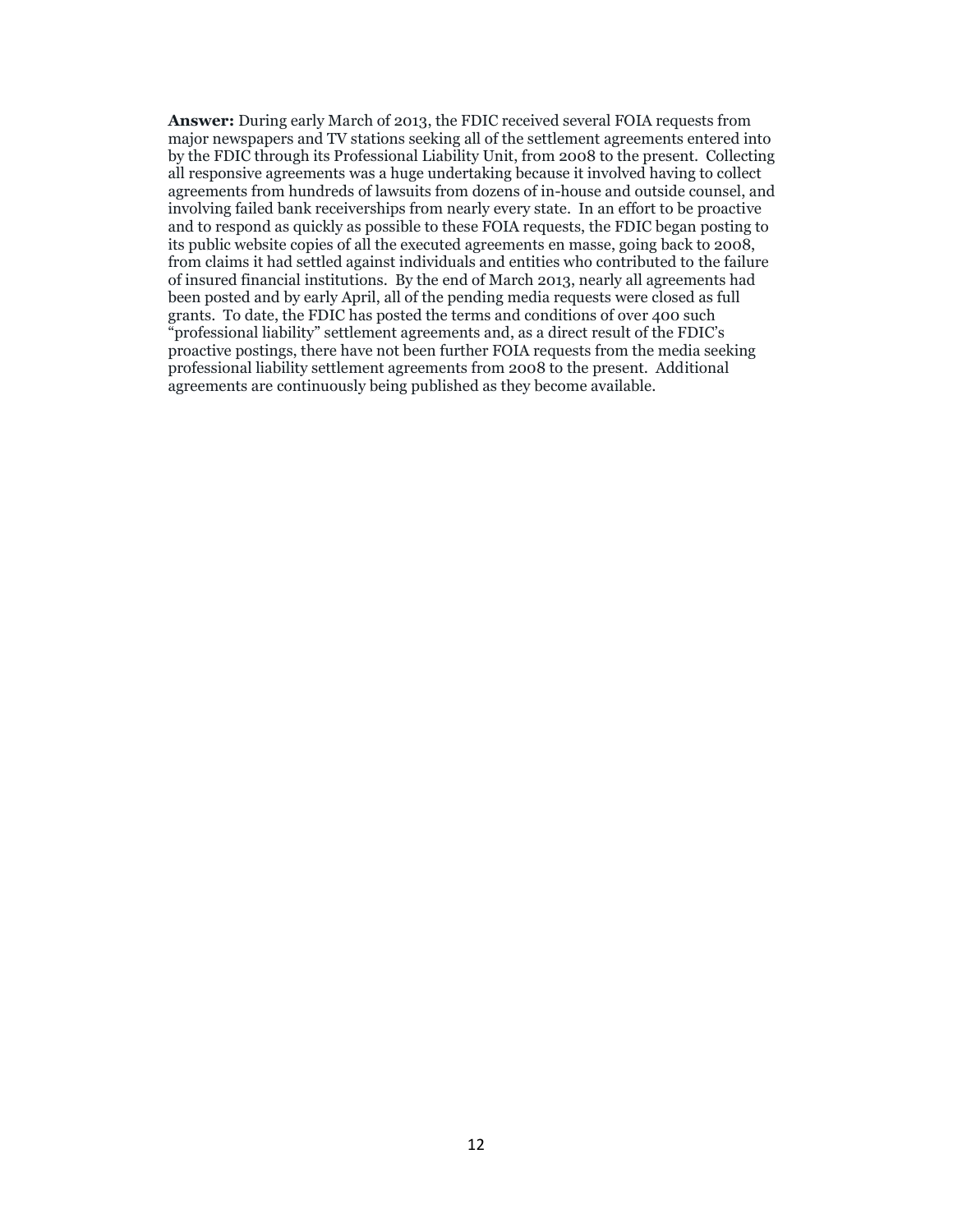**Answer:** During early March of 2013, the FDIC received several FOIA requests from major newspapers and TV stations seeking all of the settlement agreements entered into by the FDIC through its Professional Liability Unit, from 2008 to the present. Collecting all responsive agreements was a huge undertaking because it involved having to collect agreements from hundreds of lawsuits from dozens of in-house and outside counsel, and involving failed bank receiverships from nearly every state. In an effort to be proactive and to respond as quickly as possible to these FOIA requests, the FDIC began posting to its public website copies of all the executed agreements en masse, going back to 2008, from claims it had settled against individuals and entities who contributed to the failure of insured financial institutions. By the end of March 2013, nearly all agreements had been posted and by early April, all of the pending media requests were closed as full grants. To date, the FDIC has posted the terms and conditions of over 400 such "professional liability" settlement agreements and, as a direct result of the FDIC's proactive postings, there have not been further FOIA requests from the media seeking professional liability settlement agreements from 2008 to the present. Additional agreements are continuously being published as they become available.